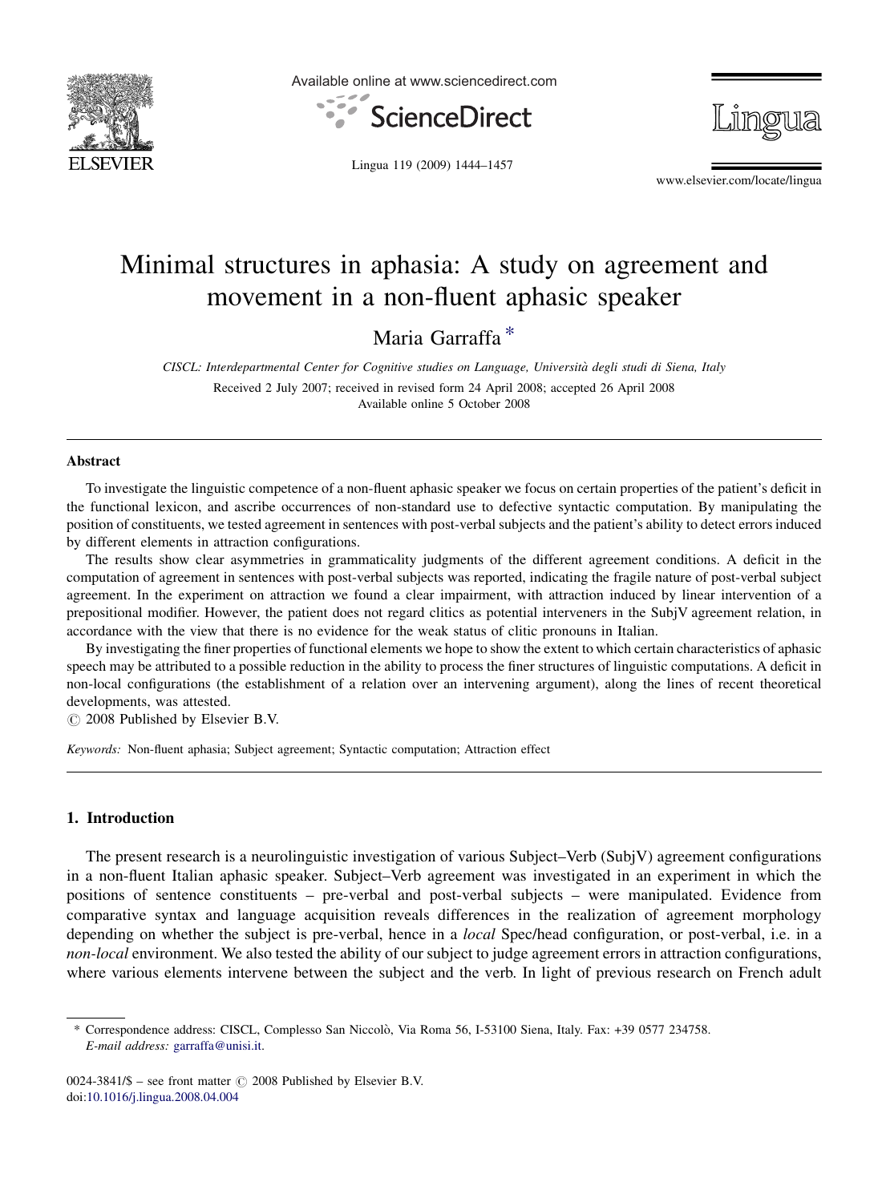# Minimal structures in aphasia: A study on agreement and movement in a non-fluent aphasic speaker

Maria Garraffa *

*CISCL: Interdepartmental Center for Cognitive studies on Language, Università degli studi di Siena, Italy*

Received 2 July 2007; received in revised form 24 April 2008; accepted 26 April 2008
Available online 5 October 2008

## Abstract

To investigate the linguistic competence of a non-fluent aphasic speaker we focus on certain properties of the patient's deficit in the functional lexicon, and ascribe occurrences of non-standard use to defective syntactic computation. By manipulating the position of constituents, we tested agreement in sentences with post-verbal subjects and the patient's ability to detect errors induced by different elements in attraction configurations.

The results show clear asymmetries in grammaticality judgments of the different agreement conditions. A deficit in the computation of agreement in sentences with post-verbal subjects was reported, indicating the fragile nature of post-verbal subject agreement. In the experiment on attraction we found a clear impairment, with attraction induced by linear intervention of a prepositional modifier. However, the patient does not regard clitics as potential interveners in the SubjV agreement relation, in accordance with the view that there is no evidence for the weak status of clitic pronouns in Italian.

By investigating the finer properties of functional elements we hope to show the extent to which certain characteristics of aphasic speech may be attributed to a possible reduction in the ability to process the finer structures of linguistic computations. A deficit in non-local configurations (the establishment of a relation over an intervening argument), along the lines of recent theoretical developments, was attested.

© 2008 Published by Elsevier B.V.

*Keywords:* Non-fluent aphasia; Subject agreement; Syntactic computation; Attraction effect

## 1. Introduction

The present research is a neurolinguistic investigation of various Subject–Verb (SubjV) agreement configurations in a non-fluent Italian aphasic speaker. Subject–Verb agreement was investigated in an experiment in which the positions of sentence constituents – pre-verbal and post-verbal subjects – were manipulated. Evidence from comparative syntax and language acquisition reveals differences in the realization of agreement morphology depending on whether the subject is pre-verbal, hence in a *local* Spec/head configuration, or post-verbal, i.e. in a *non-local* environment. We also tested the ability of our subject to judge agreement errors in attraction configurations, where various elements intervene between the subject and the verb. In light of previous research on French adult

---

* Correspondence address: CISCL, Complesso San Niccolò, Via Roma 56, I-53100 Siena, Italy. Fax: +39 0577 234758.
*E-mail address:* garraffa@unisi.it.

0024-3841/$ – see front matter © 2008 Published by Elsevier B.V.
doi:10.1016/j.lingua.2008.04.004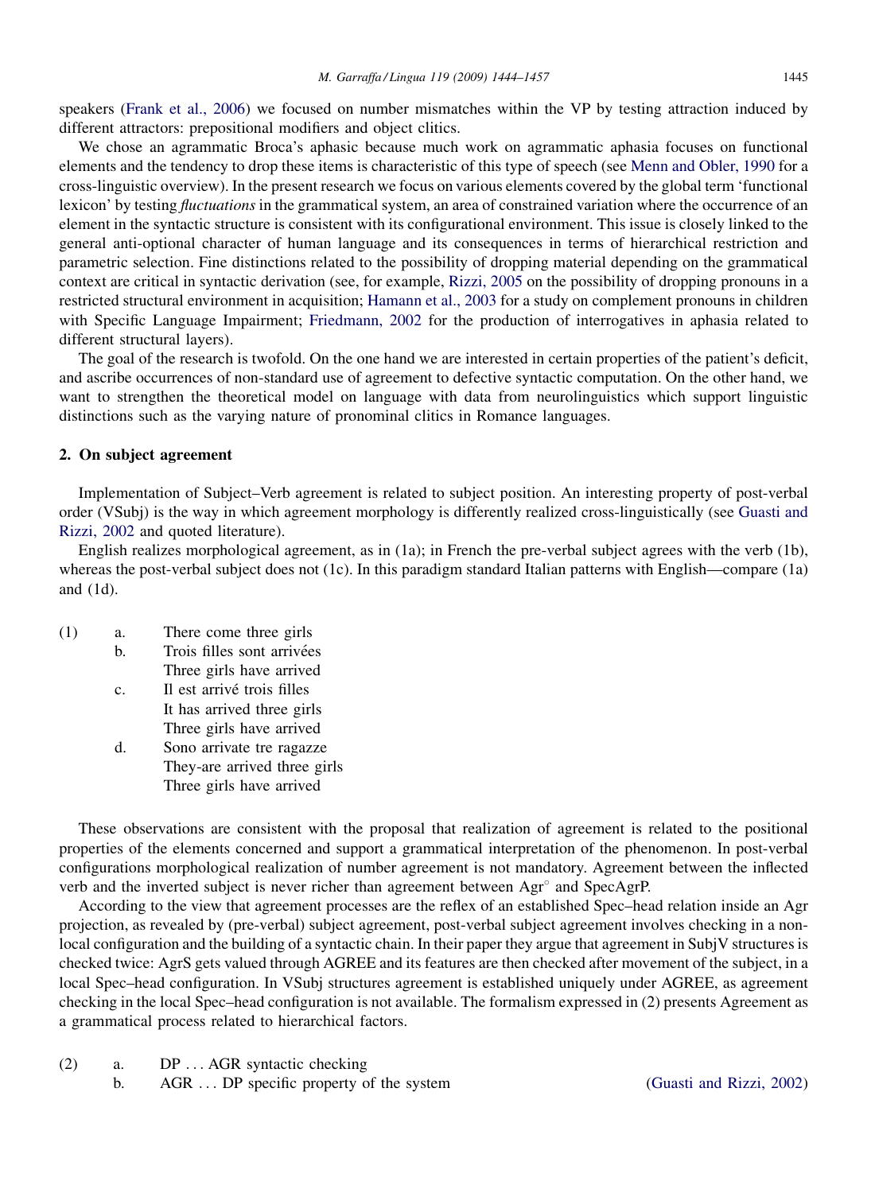speakers (Frank et al., 2006) we focused on number mismatches within the VP by testing attraction induced by different attractors: prepositional modifiers and object clitics.

We chose an agrammatic Broca's aphasic because much work on agrammatic aphasia focuses on functional elements and the tendency to drop these items is characteristic of this type of speech (see Menn and Obler, 1990 for a cross-linguistic overview). In the present research we focus on various elements covered by the global term 'functional lexicon' by testing *fluctuations* in the grammatical system, an area of constrained variation where the occurrence of an element in the syntactic structure is consistent with its configurational environment. This issue is closely linked to the general anti-optional character of human language and its consequences in terms of hierarchical restriction and parametric selection. Fine distinctions related to the possibility of dropping material depending on the grammatical context are critical in syntactic derivation (see, for example, Rizzi, 2005 on the possibility of dropping pronouns in a restricted structural environment in acquisition; Hamann et al., 2003 for a study on complement pronouns in children with Specific Language Impairment; Friedmann, 2002 for the production of interrogatives in aphasia related to different structural layers).

The goal of the research is twofold. On the one hand we are interested in certain properties of the patient's deficit, and ascribe occurrences of non-standard use of agreement to defective syntactic computation. On the other hand, we want to strengthen the theoretical model on language with data from neurolinguistics which support linguistic distinctions such as the varying nature of pronominal clitics in Romance languages.

## 2. On subject agreement

Implementation of Subject–Verb agreement is related to subject position. An interesting property of post-verbal order (VSubj) is the way in which agreement morphology is differently realized cross-linguistically (see Guasti and Rizzi, 2002 and quoted literature).

English realizes morphological agreement, as in (1a); in French the pre-verbal subject agrees with the verb (1b), whereas the post-verbal subject does not (1c). In this paradigm standard Italian patterns with English—compare (1a) and (1d).

(1)
a. There come three girls
b. Trois filles sont arrivées
   Three girls have arrived
c. Il est arrivé trois filles
   It has arrived three girls
   Three girls have arrived
d. Sono arrivate tre ragazze
   They-are arrived three girls
   Three girls have arrived

These observations are consistent with the proposal that realization of agreement is related to the positional properties of the elements concerned and support a grammatical interpretation of the phenomenon. In post-verbal configurations morphological realization of number agreement is not mandatory. Agreement between the inflected verb and the inverted subject is never richer than agreement between Agr° and SpecAgrP.

According to the view that agreement processes are the reflex of an established Spec–head relation inside an Agr projection, as revealed by (pre-verbal) subject agreement, post-verbal subject agreement involves checking in a non-local configuration and the building of a syntactic chain. In their paper they argue that agreement in SubjV structures is checked twice: AgrS gets valued through AGREE and its features are then checked after movement of the subject, in a local Spec–head configuration. In VSubj structures agreement is established uniquely under AGREE, as agreement checking in the local Spec–head configuration is not available. The formalism expressed in (2) presents Agreement as a grammatical process related to hierarchical factors.

(2)
a. DP ... AGR syntactic checking
b. AGR ... DP specific property of the system (Guasti and Rizzi, 2002)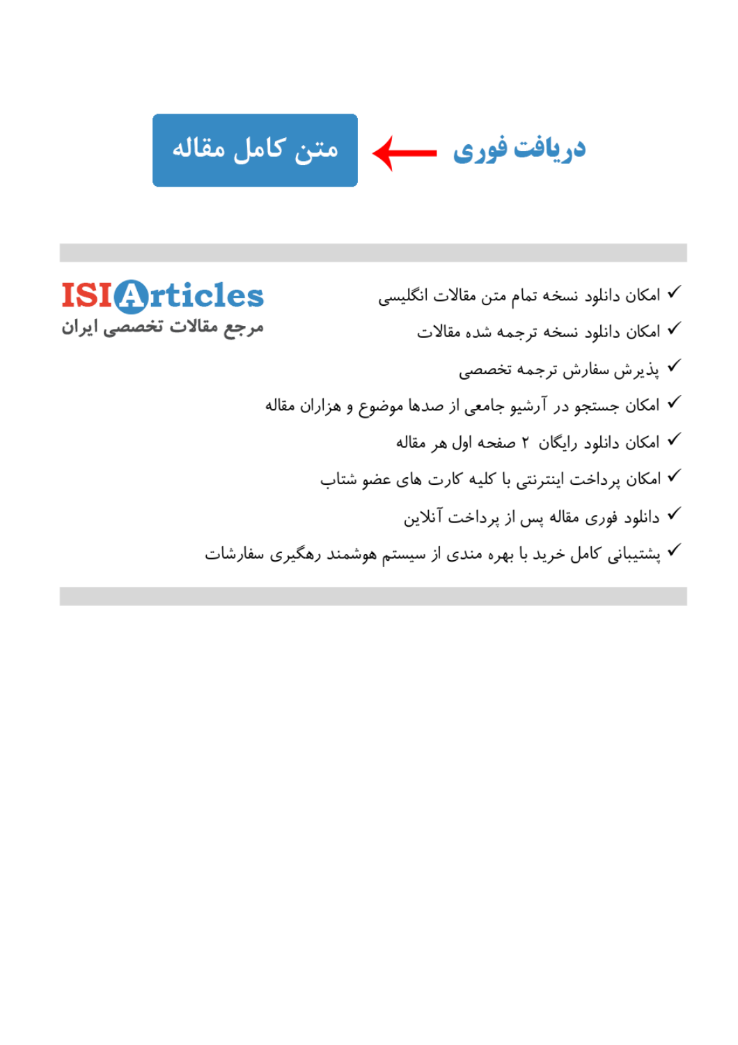دریافت فوری ← **متن کامل مقاله**

**ISIArticles**
مرجع مقالات تخصصی ایران

- ✓ امکان دانلود نسخه تمام متن مقالات انگلیسی
- ✓ امکان دانلود نسخه ترجمه شده مقالات
- ✓ پذیرش سفارش ترجمه تخصصی
- ✓ امکان جستجو در آرشیو جامعی از صدها موضوع و هزاران مقاله
- ✓ امکان دانلود رایگان ۲ صفحه اول هر مقاله
- ✓ امکان پرداخت اینترنتی با کلیه کارت های عضو شتاب
- ✓ دانلود فوری مقاله پس از پرداخت آنلاین
- ✓ پشتیبانی کامل خرید با بهره مندی از سیستم هوشمند رهگیری سفارشات